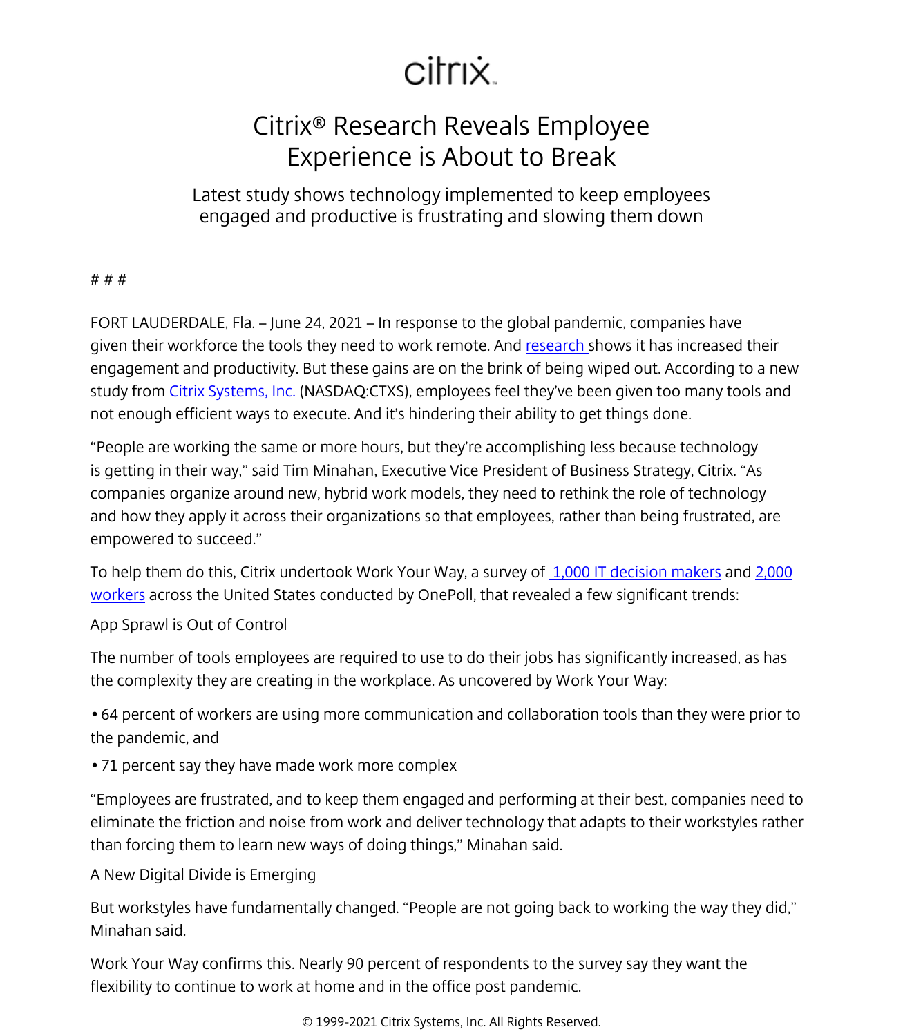citrix

# Citrix® Research Reveals Employee Experience is About to Break

## Latest study shows technology implemented to keep employees engaged and productive is frustrating and slowing them down

# # #

FORT LAUDERDALE, Fla. – June 24, 2021 – In response to the global pandemic, companies have given their workforce the tools they need to work remote. And research shows it has increased their engagement and productivity. But these gains are on the brink of being wiped out. According to a new study from Citrix Systems, Inc. (NASDAQ:CTXS), employees feel they've been given too many tools and not enough efficient ways to execute. And it's hindering their ability to get things done.

"People are working the same or more hours, but they're accomplishing less because technology is getting in their way," said Tim Minahan, Executive Vice President of Business Strategy, Citrix. "As companies organize around new, hybrid work models, they need to rethink the role of technology and how they apply it across their organizations so that employees, rather than being frustrated, are empowered to succeed."

To help them do this, Citrix undertook Work Your Way, a survey of 1,000 IT decision makers and 2,000 workers across the United States conducted by OnePoll, that revealed a few significant trends:

App Sprawl is Out of Control

The number of tools employees are required to use to do their jobs has significantly increased, as has the complexity they are creating in the workplace. As uncovered by Work Your Way:

- 64 percent of workers are using more communication and collaboration tools than they were prior to the pandemic, and
- 71 percent say they have made work more complex

"Employees are frustrated, and to keep them engaged and performing at their best, companies need to eliminate the friction and noise from work and deliver technology that adapts to their workstyles rather than forcing them to learn new ways of doing things," Minahan said.

A New Digital Divide is Emerging

But workstyles have fundamentally changed. "People are not going back to working the way they did," Minahan said.

Work Your Way confirms this. Nearly 90 percent of respondents to the survey say they want the flexibility to continue to work at home and in the office post pandemic.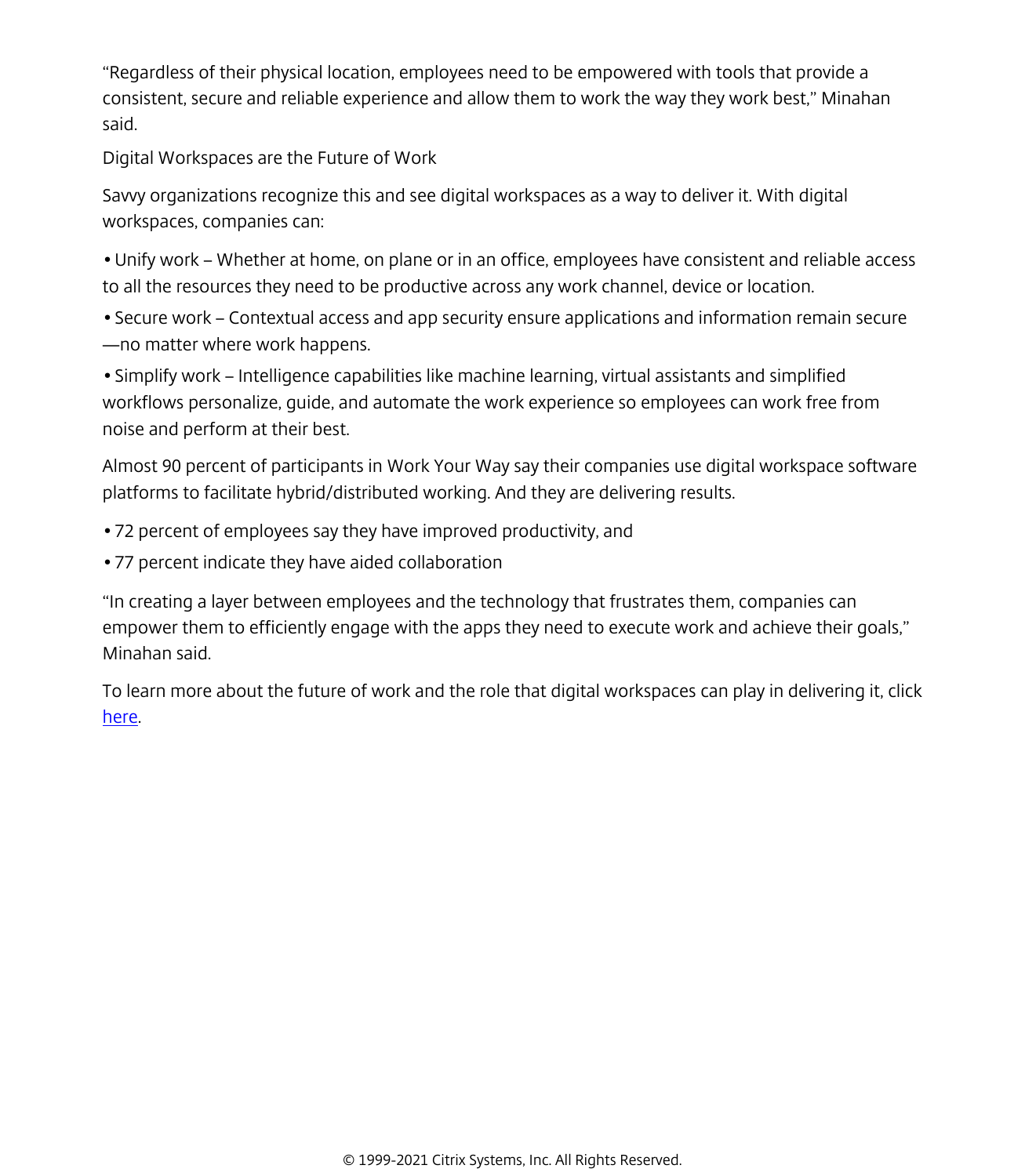"Regardless of their physical location, employees need to be empowered with tools that provide a consistent, secure and reliable experience and allow them to work the way they work best," Minahan said.

## Digital Workspaces are the Future of Work

Savvy organizations recognize this and see digital workspaces as a way to deliver it. With digital workspaces, companies can:

- Unify work – Whether at home, on plane or in an office, employees have consistent and reliable access to all the resources they need to be productive across any work channel, device or location.
- Secure work – Contextual access and app security ensure applications and information remain secure —no matter where work happens.
- Simplify work – Intelligence capabilities like machine learning, virtual assistants and simplified workflows personalize, guide, and automate the work experience so employees can work free from noise and perform at their best.

Almost 90 percent of participants in Work Your Way say their companies use digital workspace software platforms to facilitate hybrid/distributed working. And they are delivering results.

- 72 percent of employees say they have improved productivity, and
- 77 percent indicate they have aided collaboration

"In creating a layer between employees and the technology that frustrates them, companies can empower them to efficiently engage with the apps they need to execute work and achieve their goals," Minahan said.

To learn more about the future of work and the role that digital workspaces can play in delivering it, click here.

© 1999-2021 Citrix Systems, Inc. All Rights Reserved.